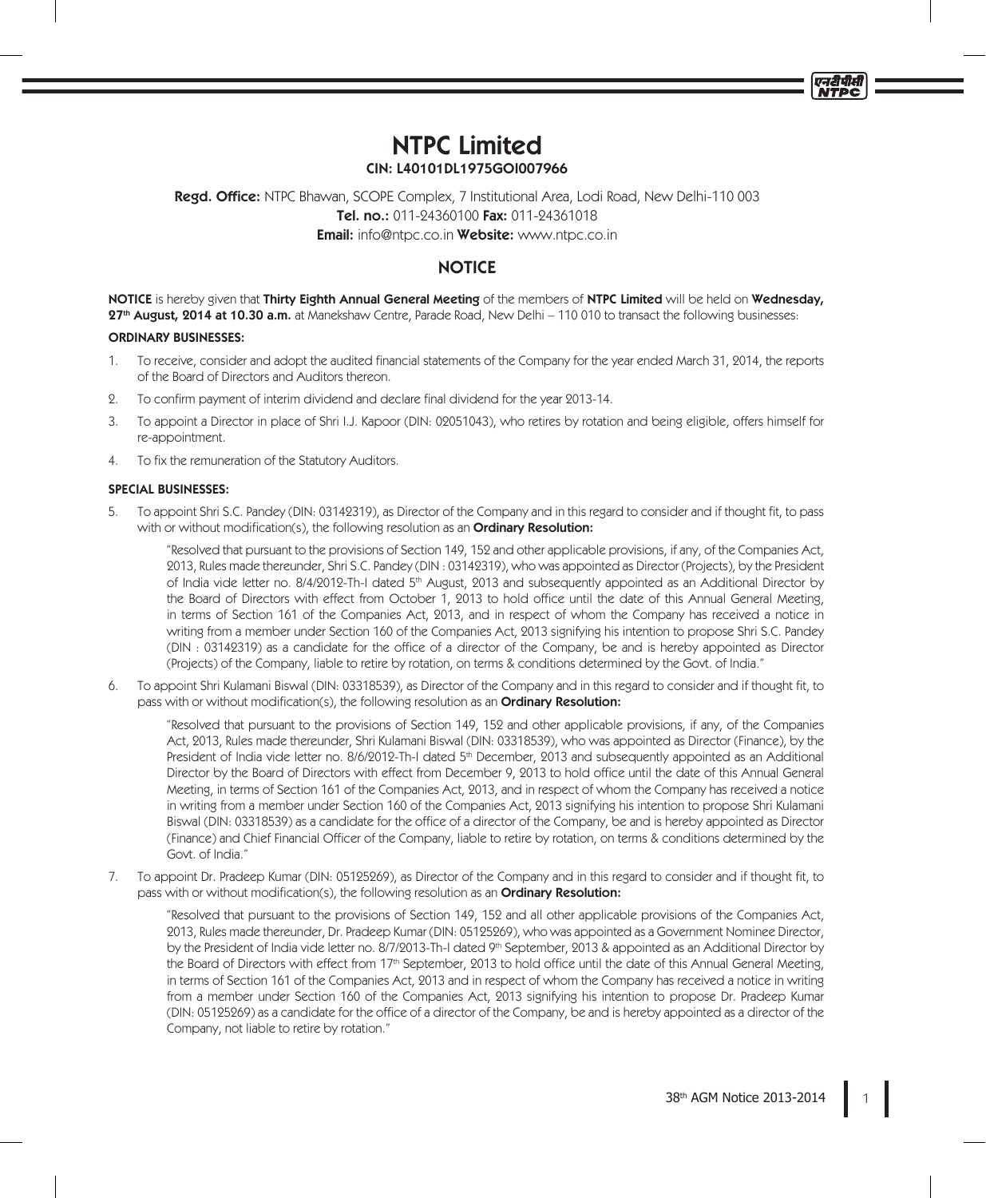# NTPC Limited

**CIN: L40101DL1975GOI007966**

**Regd. Office:** NTPC Bhawan, SCOPE Complex, 7 Institutional Area, Lodi Road, New Delhi-110 003

**Tel. no.:** 011-24360100 **Fax:** 011-24361018

**Email:** info@ntpc.co.in **Website:** www.ntpc.co.in

## NOTICE

**NOTICE** is hereby given that **Thirty Eighth Annual General Meeting** of the members of **NTPC Limited** will be held on **Wednesday, 27th August, 2014 at 10.30 a.m.** at Manekshaw Centre, Parade Road, New Delhi – 110 010 to transact the following businesses:

### ORDINARY BUSINESSES:

1. To receive, consider and adopt the audited financial statements of the Company for the year ended March 31, 2014, the reports of the Board of Directors and Auditors thereon.
2. To confirm payment of interim dividend and declare final dividend for the year 2013-14.
3. To appoint a Director in place of Shri I.J. Kapoor (DIN: 02051043), who retires by rotation and being eligible, offers himself for re-appointment.
4. To fix the remuneration of the Statutory Auditors.

### SPECIAL BUSINESSES:

5. To appoint Shri S.C. Pandey (DIN: 03142319), as Director of the Company and in this regard to consider and if thought fit, to pass with or without modification(s), the following resolution as an **Ordinary Resolution:**

   "Resolved that pursuant to the provisions of Section 149, 152 and other applicable provisions, if any, of the Companies Act, 2013, Rules made thereunder, Shri S.C. Pandey (DIN : 03142319), who was appointed as Director (Projects), by the President of India vide letter no. 8/4/2012-Th-I dated 5th August, 2013 and subsequently appointed as an Additional Director by the Board of Directors with effect from October 1, 2013 to hold office until the date of this Annual General Meeting, in terms of Section 161 of the Companies Act, 2013, and in respect of whom the Company has received a notice in writing from a member under Section 160 of the Companies Act, 2013 signifying his intention to propose Shri S.C. Pandey (DIN : 03142319) as a candidate for the office of a director of the Company, be and is hereby appointed as Director (Projects) of the Company, liable to retire by rotation, on terms & conditions determined by the Govt. of India."

6. To appoint Shri Kulamani Biswal (DIN: 03318539), as Director of the Company and in this regard to consider and if thought fit, to pass with or without modification(s), the following resolution as an **Ordinary Resolution:**

   "Resolved that pursuant to the provisions of Section 149, 152 and other applicable provisions, if any, of the Companies Act, 2013, Rules made thereunder, Shri Kulamani Biswal (DIN: 03318539), who was appointed as Director (Finance), by the President of India vide letter no. 8/6/2012-Th-I dated 5th December, 2013 and subsequently appointed as an Additional Director by the Board of Directors with effect from December 9, 2013 to hold office until the date of this Annual General Meeting, in terms of Section 161 of the Companies Act, 2013, and in respect of whom the Company has received a notice in writing from a member under Section 160 of the Companies Act, 2013 signifying his intention to propose Shri Kulamani Biswal (DIN: 03318539) as a candidate for the office of a director of the Company, be and is hereby appointed as Director (Finance) and Chief Financial Officer of the Company, liable to retire by rotation, on terms & conditions determined by the Govt. of India."

7. To appoint Dr. Pradeep Kumar (DIN: 05125269), as Director of the Company and in this regard to consider and if thought fit, to pass with or without modification(s), the following resolution as an **Ordinary Resolution:**

   "Resolved that pursuant to the provisions of Section 149, 152 and all other applicable provisions of the Companies Act, 2013, Rules made thereunder, Dr. Pradeep Kumar (DIN: 05125269), who was appointed as a Government Nominee Director, by the President of India vide letter no. 8/7/2013-Th-I dated 9th September, 2013 & appointed as an Additional Director by the Board of Directors with effect from 17th September, 2013 to hold office until the date of this Annual General Meeting, in terms of Section 161 of the Companies Act, 2013 and in respect of whom the Company has received a notice in writing from a member under Section 160 of the Companies Act, 2013 signifying his intention to propose Dr. Pradeep Kumar (DIN: 05125269) as a candidate for the office of a director of the Company, be and is hereby appointed as a director of the Company, not liable to retire by rotation."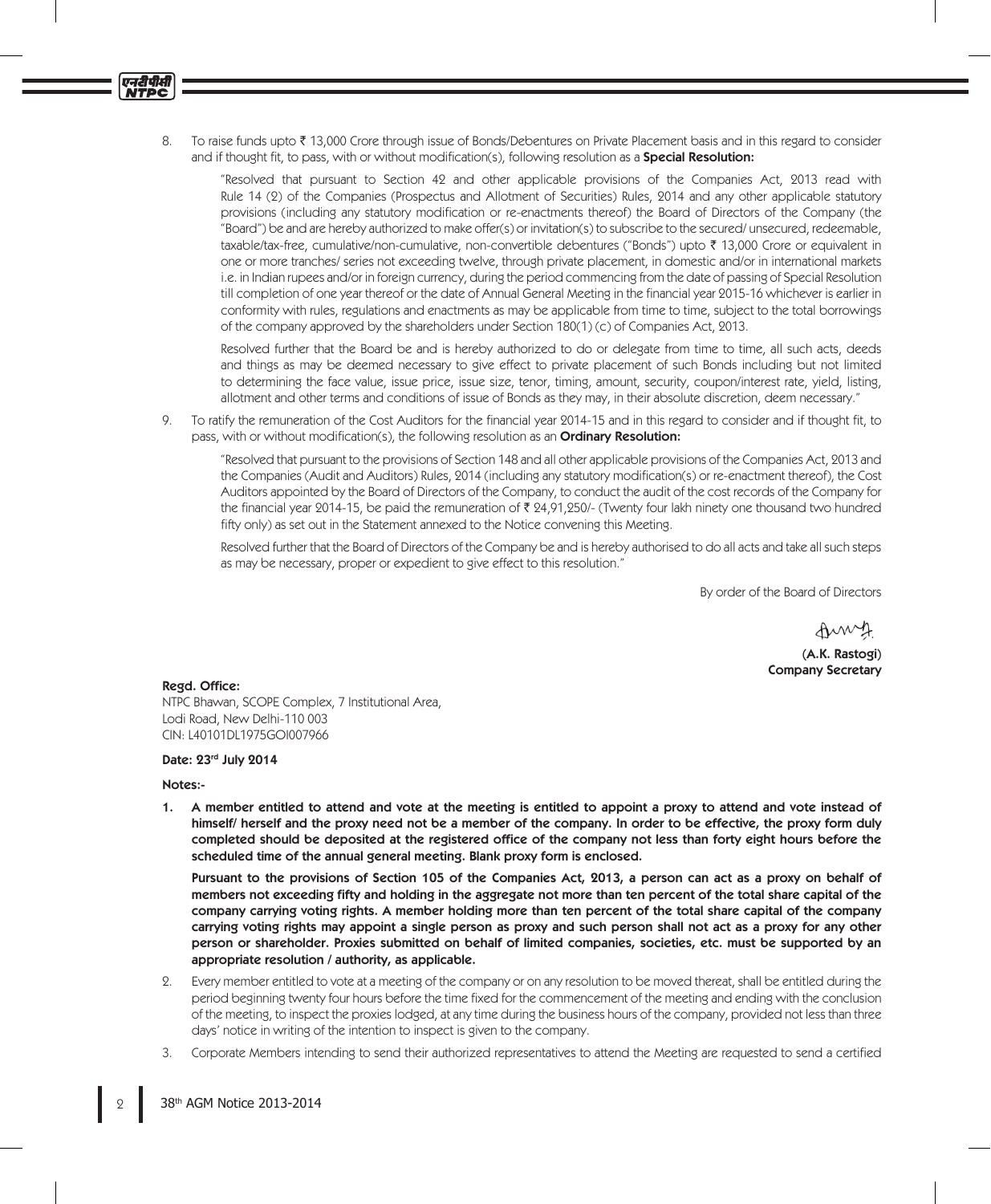8. To raise funds upto ₹ 13,000 Crore through issue of Bonds/Debentures on Private Placement basis and in this regard to consider and if thought fit, to pass, with or without modification(s), following resolution as a **Special Resolution:**

   "Resolved that pursuant to Section 42 and other applicable provisions of the Companies Act, 2013 read with Rule 14 (2) of the Companies (Prospectus and Allotment of Securities) Rules, 2014 and any other applicable statutory provisions (including any statutory modification or re-enactments thereof) the Board of Directors of the Company (the "Board") be and are hereby authorized to make offer(s) or invitation(s) to subscribe to the secured/ unsecured, redeemable, taxable/tax-free, cumulative/non-cumulative, non-convertible debentures ("Bonds") upto ₹ 13,000 Crore or equivalent in one or more tranches/ series not exceeding twelve, through private placement, in domestic and/or in international markets i.e. in Indian rupees and/or in foreign currency, during the period commencing from the date of passing of Special Resolution till completion of one year thereof or the date of Annual General Meeting in the financial year 2015-16 whichever is earlier in conformity with rules, regulations and enactments as may be applicable from time to time, subject to the total borrowings of the company approved by the shareholders under Section 180(1) (c) of Companies Act, 2013.

   Resolved further that the Board be and is hereby authorized to do or delegate from time to time, all such acts, deeds and things as may be deemed necessary to give effect to private placement of such Bonds including but not limited to determining the face value, issue price, issue size, tenor, timing, amount, security, coupon/interest rate, yield, listing, allotment and other terms and conditions of issue of Bonds as they may, in their absolute discretion, deem necessary."

9. To ratify the remuneration of the Cost Auditors for the financial year 2014-15 and in this regard to consider and if thought fit, to pass, with or without modification(s), the following resolution as an **Ordinary Resolution:**

   "Resolved that pursuant to the provisions of Section 148 and all other applicable provisions of the Companies Act, 2013 and the Companies (Audit and Auditors) Rules, 2014 (including any statutory modification(s) or re-enactment thereof), the Cost Auditors appointed by the Board of Directors of the Company, to conduct the audit of the cost records of the Company for the financial year 2014-15, be paid the remuneration of ₹ 24,91,250/- (Twenty four lakh ninety one thousand two hundred fifty only) as set out in the Statement annexed to the Notice convening this Meeting.

   Resolved further that the Board of Directors of the Company be and is hereby authorised to do all acts and take all such steps as may be necessary, proper or expedient to give effect to this resolution."

By order of the Board of Directors

**(A.K. Rastogi)**
**Company Secretary**

**Regd. Office:**
NTPC Bhawan, SCOPE Complex, 7 Institutional Area,
Lodi Road, New Delhi-110 003
CIN: L40101DL1975GOI007966

**Date: 23rd July 2014**

**Notes:-**

1. **A member entitled to attend and vote at the meeting is entitled to appoint a proxy to attend and vote instead of himself/ herself and the proxy need not be a member of the company. In order to be effective, the proxy form duly completed should be deposited at the registered office of the company not less than forty eight hours before the scheduled time of the annual general meeting. Blank proxy form is enclosed.**

   **Pursuant to the provisions of Section 105 of the Companies Act, 2013, a person can act as a proxy on behalf of members not exceeding fifty and holding in the aggregate not more than ten percent of the total share capital of the company carrying voting rights. A member holding more than ten percent of the total share capital of the company carrying voting rights may appoint a single person as proxy and such person shall not act as a proxy for any other person or shareholder. Proxies submitted on behalf of limited companies, societies, etc. must be supported by an appropriate resolution / authority, as applicable.**

2. Every member entitled to vote at a meeting of the company or on any resolution to be moved thereat, shall be entitled during the period beginning twenty four hours before the time fixed for the commencement of the meeting and ending with the conclusion of the meeting, to inspect the proxies lodged, at any time during the business hours of the company, provided not less than three days' notice in writing of the intention to inspect is given to the company.

3. Corporate Members intending to send their authorized representatives to attend the Meeting are requested to send a certified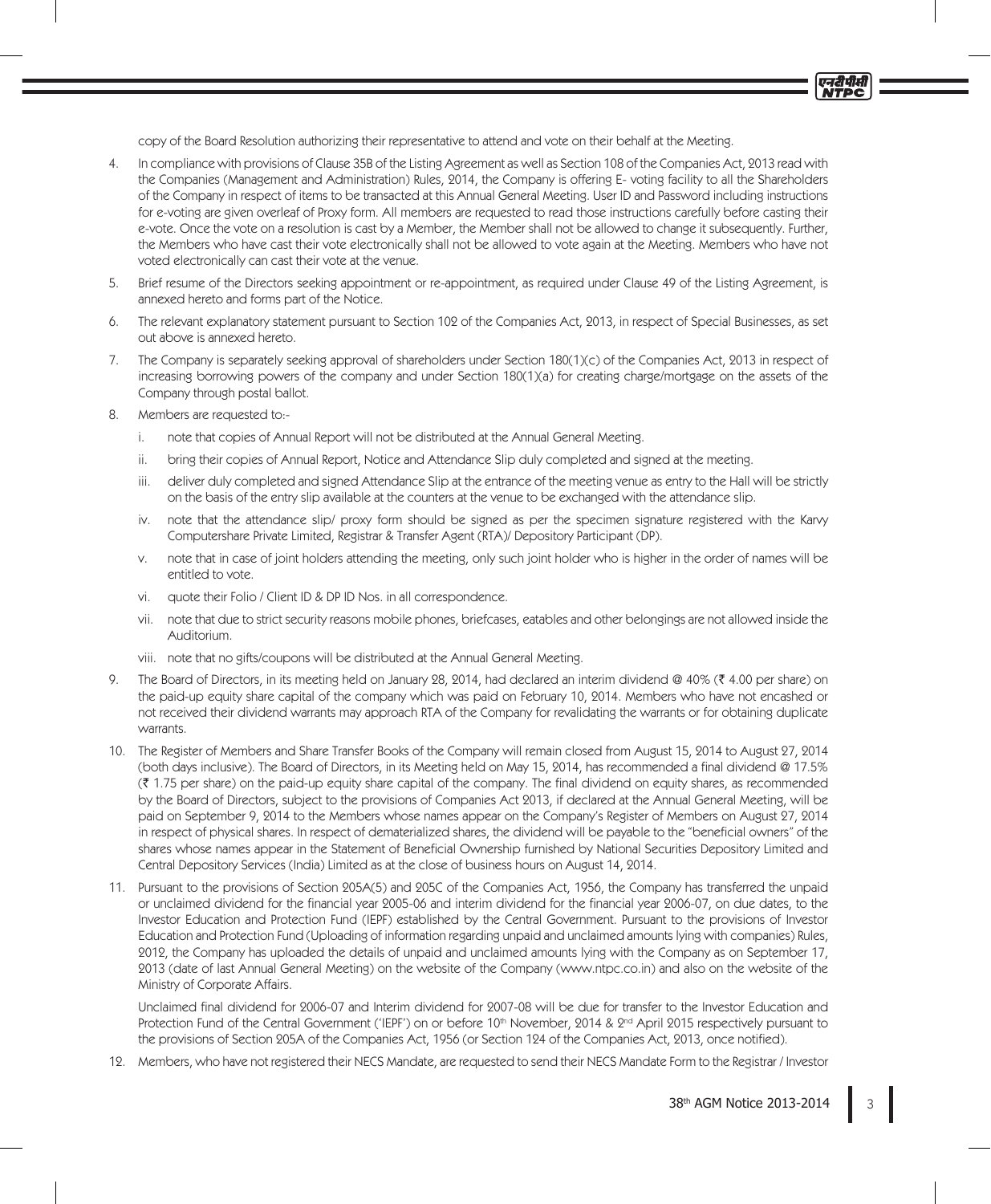copy of the Board Resolution authorizing their representative to attend and vote on their behalf at the Meeting.

4. In compliance with provisions of Clause 35B of the Listing Agreement as well as Section 108 of the Companies Act, 2013 read with the Companies (Management and Administration) Rules, 2014, the Company is offering E- voting facility to all the Shareholders of the Company in respect of items to be transacted at this Annual General Meeting. User ID and Password including instructions for e-voting are given overleaf of Proxy form. All members are requested to read those instructions carefully before casting their e-vote. Once the vote on a resolution is cast by a Member, the Member shall not be allowed to change it subsequently. Further, the Members who have cast their vote electronically shall not be allowed to vote again at the Meeting. Members who have not voted electronically can cast their vote at the venue.

5. Brief resume of the Directors seeking appointment or re-appointment, as required under Clause 49 of the Listing Agreement, is annexed hereto and forms part of the Notice.

6. The relevant explanatory statement pursuant to Section 102 of the Companies Act, 2013, in respect of Special Businesses, as set out above is annexed hereto.

7. The Company is separately seeking approval of shareholders under Section 180(1)(c) of the Companies Act, 2013 in respect of increasing borrowing powers of the company and under Section 180(1)(a) for creating charge/mortgage on the assets of the Company through postal ballot.

8. Members are requested to:-

   i. note that copies of Annual Report will not be distributed at the Annual General Meeting.

   ii. bring their copies of Annual Report, Notice and Attendance Slip duly completed and signed at the meeting.

   iii. deliver duly completed and signed Attendance Slip at the entrance of the meeting venue as entry to the Hall will be strictly on the basis of the entry slip available at the counters at the venue to be exchanged with the attendance slip.

   iv. note that the attendance slip/ proxy form should be signed as per the specimen signature registered with the Karvy Computershare Private Limited, Registrar & Transfer Agent (RTA)/ Depository Participant (DP).

   v. note that in case of joint holders attending the meeting, only such joint holder who is higher in the order of names will be entitled to vote.

   vi. quote their Folio / Client ID & DP ID Nos. in all correspondence.

   vii. note that due to strict security reasons mobile phones, briefcases, eatables and other belongings are not allowed inside the Auditorium.

   viii. note that no gifts/coupons will be distributed at the Annual General Meeting.

9. The Board of Directors, in its meeting held on January 28, 2014, had declared an interim dividend @ 40% (₹ 4.00 per share) on the paid-up equity share capital of the company which was paid on February 10, 2014. Members who have not encashed or not received their dividend warrants may approach RTA of the Company for revalidating the warrants or for obtaining duplicate warrants.

10. The Register of Members and Share Transfer Books of the Company will remain closed from August 15, 2014 to August 27, 2014 (both days inclusive). The Board of Directors, in its Meeting held on May 15, 2014, has recommended a final dividend @ 17.5% (₹ 1.75 per share) on the paid-up equity share capital of the company. The final dividend on equity shares, as recommended by the Board of Directors, subject to the provisions of Companies Act 2013, if declared at the Annual General Meeting, will be paid on September 9, 2014 to the Members whose names appear on the Company's Register of Members on August 27, 2014 in respect of physical shares. In respect of dematerialized shares, the dividend will be payable to the "beneficial owners" of the shares whose names appear in the Statement of Beneficial Ownership furnished by National Securities Depository Limited and Central Depository Services (India) Limited as at the close of business hours on August 14, 2014.

11. Pursuant to the provisions of Section 205A(5) and 205C of the Companies Act, 1956, the Company has transferred the unpaid or unclaimed dividend for the financial year 2005-06 and interim dividend for the financial year 2006-07, on due dates, to the Investor Education and Protection Fund (IEPF) established by the Central Government. Pursuant to the provisions of Investor Education and Protection Fund (Uploading of information regarding unpaid and unclaimed amounts lying with companies) Rules, 2012, the Company has uploaded the details of unpaid and unclaimed amounts lying with the Company as on September 17, 2013 (date of last Annual General Meeting) on the website of the Company (www.ntpc.co.in) and also on the website of the Ministry of Corporate Affairs.

    Unclaimed final dividend for 2006-07 and Interim dividend for 2007-08 will be due for transfer to the Investor Education and Protection Fund of the Central Government ('IEPF') on or before 10th November, 2014 & 2nd April 2015 respectively pursuant to the provisions of Section 205A of the Companies Act, 1956 (or Section 124 of the Companies Act, 2013, once notified).

12. Members, who have not registered their NECS Mandate, are requested to send their NECS Mandate Form to the Registrar / Investor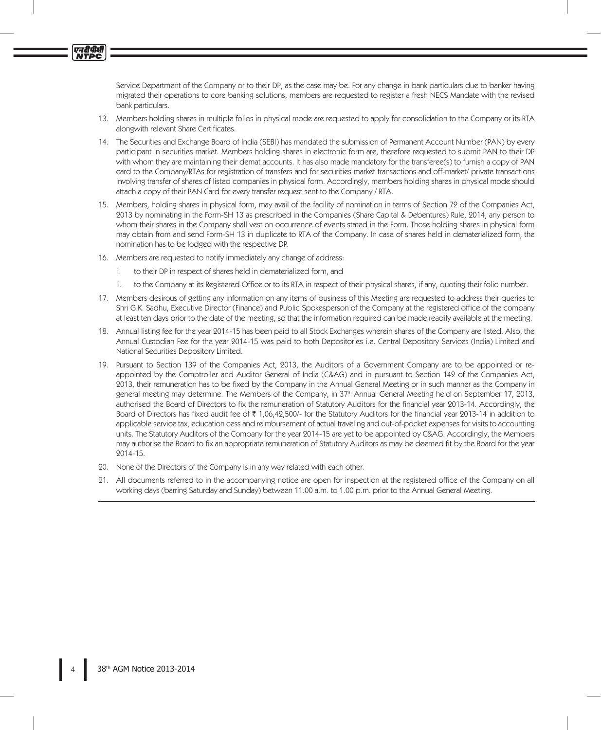Service Department of the Company or to their DP, as the case may be. For any change in bank particulars due to banker having migrated their operations to core banking solutions, members are requested to register a fresh NECS Mandate with the revised bank particulars.

13. Members holding shares in multiple folios in physical mode are requested to apply for consolidation to the Company or its RTA alongwith relevant Share Certificates.

14. The Securities and Exchange Board of India (SEBI) has mandated the submission of Permanent Account Number (PAN) by every participant in securities market. Members holding shares in electronic form are, therefore requested to submit PAN to their DP with whom they are maintaining their demat accounts. It has also made mandatory for the transferee(s) to furnish a copy of PAN card to the Company/RTAs for registration of transfers and for securities market transactions and off-market/ private transactions involving transfer of shares of listed companies in physical form. Accordingly, members holding shares in physical mode should attach a copy of their PAN Card for every transfer request sent to the Company / RTA.

15. Members, holding shares in physical form, may avail of the facility of nomination in terms of Section 72 of the Companies Act, 2013 by nominating in the Form-SH 13 as prescribed in the Companies (Share Capital & Debentures) Rule, 2014, any person to whom their shares in the Company shall vest on occurrence of events stated in the Form. Those holding shares in physical form may obtain from and send Form-SH 13 in duplicate to RTA of the Company. In case of shares held in dematerialized form, the nomination has to be lodged with the respective DP.

16. Members are requested to notify immediately any change of address:

    i. to their DP in respect of shares held in dematerialized form, and

    ii. to the Company at its Registered Office or to its RTA in respect of their physical shares, if any, quoting their folio number.

17. Members desirous of getting any information on any items of business of this Meeting are requested to address their queries to Shri G.K. Sadhu, Executive Director (Finance) and Public Spokesperson of the Company at the registered office of the company at least ten days prior to the date of the meeting, so that the information required can be made readily available at the meeting.

18. Annual listing fee for the year 2014-15 has been paid to all Stock Exchanges wherein shares of the Company are listed. Also, the Annual Custodian Fee for the year 2014-15 was paid to both Depositories i.e. Central Depository Services (India) Limited and National Securities Depository Limited.

19. Pursuant to Section 139 of the Companies Act, 2013, the Auditors of a Government Company are to be appointed or re-appointed by the Comptroller and Auditor General of India (C&AG) and in pursuant to Section 142 of the Companies Act, 2013, their remuneration has to be fixed by the Company in the Annual General Meeting or in such manner as the Company in general meeting may determine. The Members of the Company, in 37th Annual General Meeting held on September 17, 2013, authorised the Board of Directors to fix the remuneration of Statutory Auditors for the financial year 2013-14. Accordingly, the Board of Directors has fixed audit fee of ₹ 1,06,42,500/- for the Statutory Auditors for the financial year 2013-14 in addition to applicable service tax, education cess and reimbursement of actual traveling and out-of-pocket expenses for visits to accounting units. The Statutory Auditors of the Company for the year 2014-15 are yet to be appointed by C&AG. Accordingly, the Members may authorise the Board to fix an appropriate remuneration of Statutory Auditors as may be deemed fit by the Board for the year 2014-15.

20. None of the Directors of the Company is in any way related with each other.

21. All documents referred to in the accompanying notice are open for inspection at the registered office of the Company on all working days (barring Saturday and Sunday) between 11.00 a.m. to 1.00 p.m. prior to the Annual General Meeting.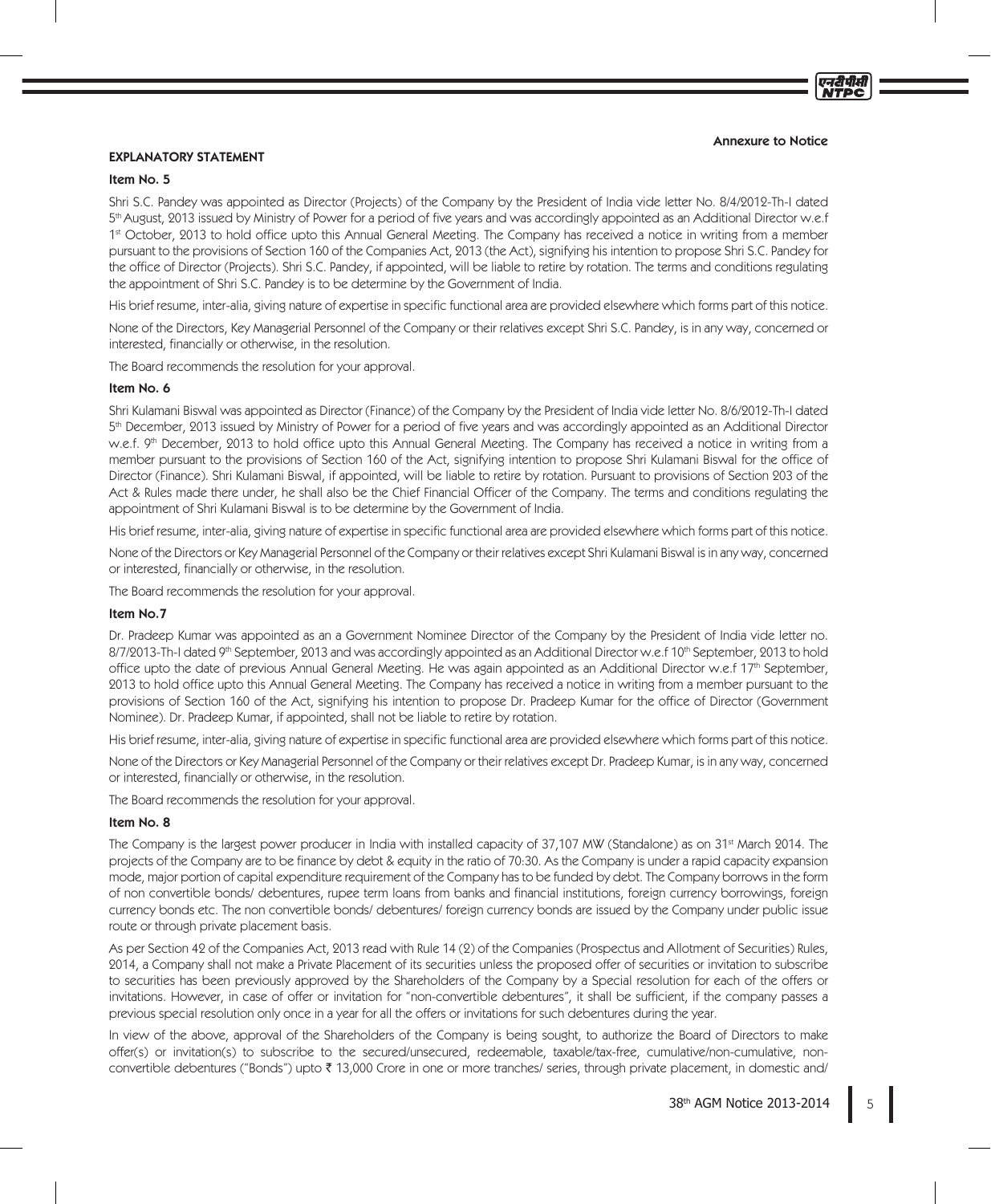Annexure to Notice

## EXPLANATORY STATEMENT

### Item No. 5

Shri S.C. Pandey was appointed as Director (Projects) of the Company by the President of India vide letter No. 8/4/2012-Th-I dated 5th August, 2013 issued by Ministry of Power for a period of five years and was accordingly appointed as an Additional Director w.e.f 1st October, 2013 to hold office upto this Annual General Meeting. The Company has received a notice in writing from a member pursuant to the provisions of Section 160 of the Companies Act, 2013 (the Act), signifying his intention to propose Shri S.C. Pandey for the office of Director (Projects). Shri S.C. Pandey, if appointed, will be liable to retire by rotation. The terms and conditions regulating the appointment of Shri S.C. Pandey is to be determine by the Government of India.

His brief resume, inter-alia, giving nature of expertise in specific functional area are provided elsewhere which forms part of this notice.

None of the Directors, Key Managerial Personnel of the Company or their relatives except Shri S.C. Pandey, is in any way, concerned or interested, financially or otherwise, in the resolution.

The Board recommends the resolution for your approval.

### Item No. 6

Shri Kulamani Biswal was appointed as Director (Finance) of the Company by the President of India vide letter No. 8/6/2012-Th-I dated 5th December, 2013 issued by Ministry of Power for a period of five years and was accordingly appointed as an Additional Director w.e.f. 9th December, 2013 to hold office upto this Annual General Meeting. The Company has received a notice in writing from a member pursuant to the provisions of Section 160 of the Act, signifying intention to propose Shri Kulamani Biswal for the office of Director (Finance). Shri Kulamani Biswal, if appointed, will be liable to retire by rotation. Pursuant to provisions of Section 203 of the Act & Rules made there under, he shall also be the Chief Financial Officer of the Company. The terms and conditions regulating the appointment of Shri Kulamani Biswal is to be determine by the Government of India.

His brief resume, inter-alia, giving nature of expertise in specific functional area are provided elsewhere which forms part of this notice.

None of the Directors or Key Managerial Personnel of the Company or their relatives except Shri Kulamani Biswal is in any way, concerned or interested, financially or otherwise, in the resolution.

The Board recommends the resolution for your approval.

### Item No.7

Dr. Pradeep Kumar was appointed as an a Government Nominee Director of the Company by the President of India vide letter no. 8/7/2013-Th-I dated 9th September, 2013 and was accordingly appointed as an Additional Director w.e.f 10th September, 2013 to hold office upto the date of previous Annual General Meeting. He was again appointed as an Additional Director w.e.f 17th September, 2013 to hold office upto this Annual General Meeting. The Company has received a notice in writing from a member pursuant to the provisions of Section 160 of the Act, signifying his intention to propose Dr. Pradeep Kumar for the office of Director (Government Nominee). Dr. Pradeep Kumar, if appointed, shall not be liable to retire by rotation.

His brief resume, inter-alia, giving nature of expertise in specific functional area are provided elsewhere which forms part of this notice.

None of the Directors or Key Managerial Personnel of the Company or their relatives except Dr. Pradeep Kumar, is in any way, concerned or interested, financially or otherwise, in the resolution.

The Board recommends the resolution for your approval.

### Item No. 8

The Company is the largest power producer in India with installed capacity of 37,107 MW (Standalone) as on 31st March 2014. The projects of the Company are to be finance by debt & equity in the ratio of 70:30. As the Company is under a rapid capacity expansion mode, major portion of capital expenditure requirement of the Company has to be funded by debt. The Company borrows in the form of non convertible bonds/ debentures, rupee term loans from banks and financial institutions, foreign currency borrowings, foreign currency bonds etc. The non convertible bonds/ debentures/ foreign currency bonds are issued by the Company under public issue route or through private placement basis.

As per Section 42 of the Companies Act, 2013 read with Rule 14 (2) of the Companies (Prospectus and Allotment of Securities) Rules, 2014, a Company shall not make a Private Placement of its securities unless the proposed offer of securities or invitation to subscribe to securities has been previously approved by the Shareholders of the Company by a Special resolution for each of the offers or invitations. However, in case of offer or invitation for "non-convertible debentures", it shall be sufficient, if the company passes a previous special resolution only once in a year for all the offers or invitations for such debentures during the year.

In view of the above, approval of the Shareholders of the Company is being sought, to authorize the Board of Directors to make offer(s) or invitation(s) to subscribe to the secured/unsecured, redeemable, taxable/tax-free, cumulative/non-cumulative, non-convertible debentures ("Bonds") upto ₹ 13,000 Crore in one or more tranches/ series, through private placement, in domestic and/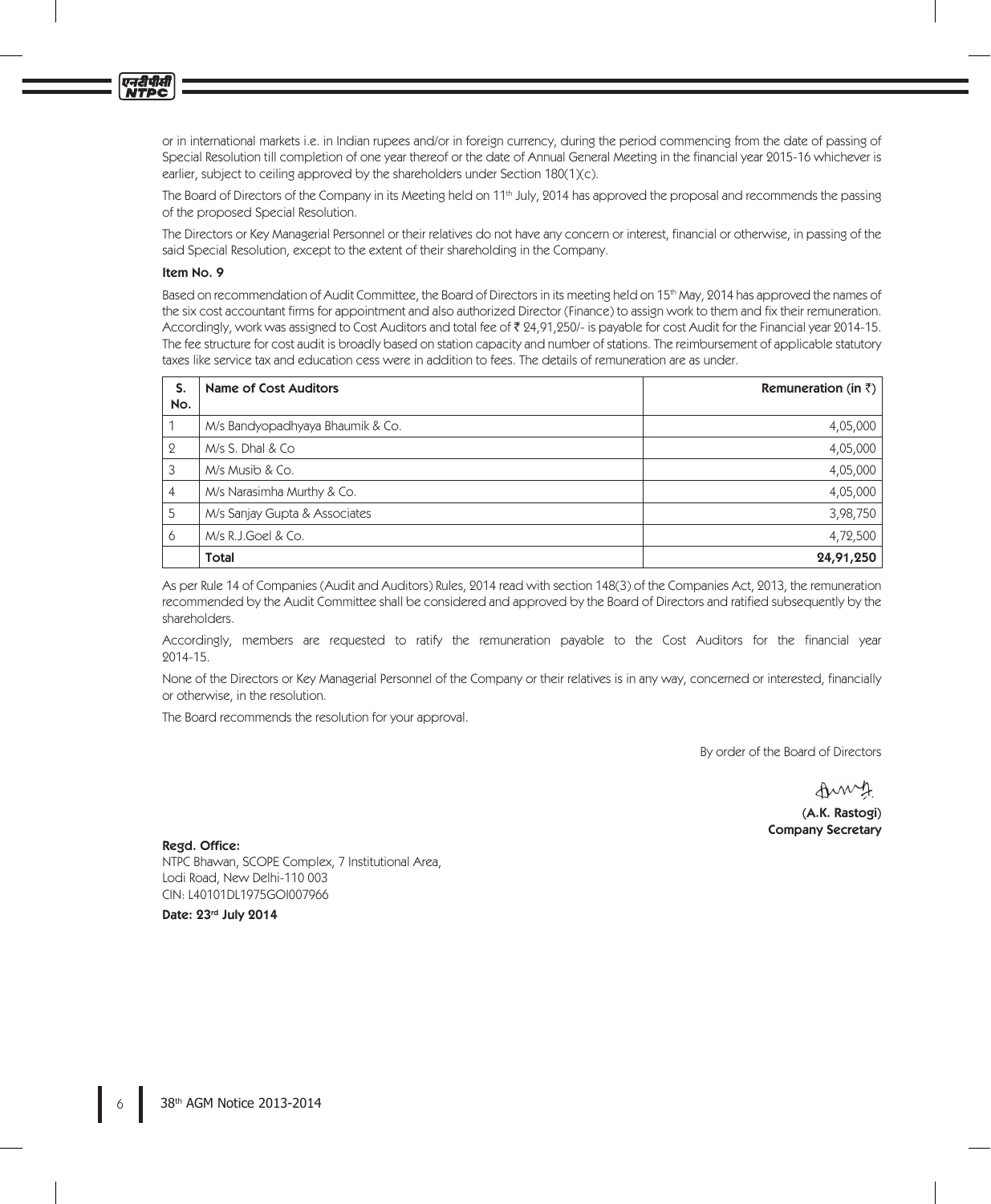or in international markets i.e. in Indian rupees and/or in foreign currency, during the period commencing from the date of passing of Special Resolution till completion of one year thereof or the date of Annual General Meeting in the financial year 2015-16 whichever is earlier, subject to ceiling approved by the shareholders under Section 180(1)(c).

The Board of Directors of the Company in its Meeting held on 11th July, 2014 has approved the proposal and recommends the passing of the proposed Special Resolution.

The Directors or Key Managerial Personnel or their relatives do not have any concern or interest, financial or otherwise, in passing of the said Special Resolution, except to the extent of their shareholding in the Company.

**Item No. 9**

Based on recommendation of Audit Committee, the Board of Directors in its meeting held on 15th May, 2014 has approved the names of the six cost accountant firms for appointment and also authorized Director (Finance) to assign work to them and fix their remuneration. Accordingly, work was assigned to Cost Auditors and total fee of ₹ 24,91,250/- is payable for cost Audit for the Financial year 2014-15. The fee structure for cost audit is broadly based on station capacity and number of stations. The reimbursement of applicable statutory taxes like service tax and education cess were in addition to fees. The details of remuneration are as under.

| S. No. | Name of Cost Auditors | Remuneration (in ₹) |
|---|---|---|
| 1 | M/s Bandyopadhyaya Bhaumik & Co. | 4,05,000 |
| 2 | M/s S. Dhal & Co | 4,05,000 |
| 3 | M/s Musib & Co. | 4,05,000 |
| 4 | M/s Narasimha Murthy & Co. | 4,05,000 |
| 5 | M/s Sanjay Gupta & Associates | 3,98,750 |
| 6 | M/s R.J.Goel & Co. | 4,72,500 |
| | **Total** | **24,91,250** |

As per Rule 14 of Companies (Audit and Auditors) Rules, 2014 read with section 148(3) of the Companies Act, 2013, the remuneration recommended by the Audit Committee shall be considered and approved by the Board of Directors and ratified subsequently by the shareholders.

Accordingly, members are requested to ratify the remuneration payable to the Cost Auditors for the financial year 2014-15.

None of the Directors or Key Managerial Personnel of the Company or their relatives is in any way, concerned or interested, financially or otherwise, in the resolution.

The Board recommends the resolution for your approval.

By order of the Board of Directors

**(A.K. Rastogi)**
**Company Secretary**

**Regd. Office:**
NTPC Bhawan, SCOPE Complex, 7 Institutional Area,
Lodi Road, New Delhi-110 003
CIN: L40101DL1975GOI007966

**Date: 23rd July 2014**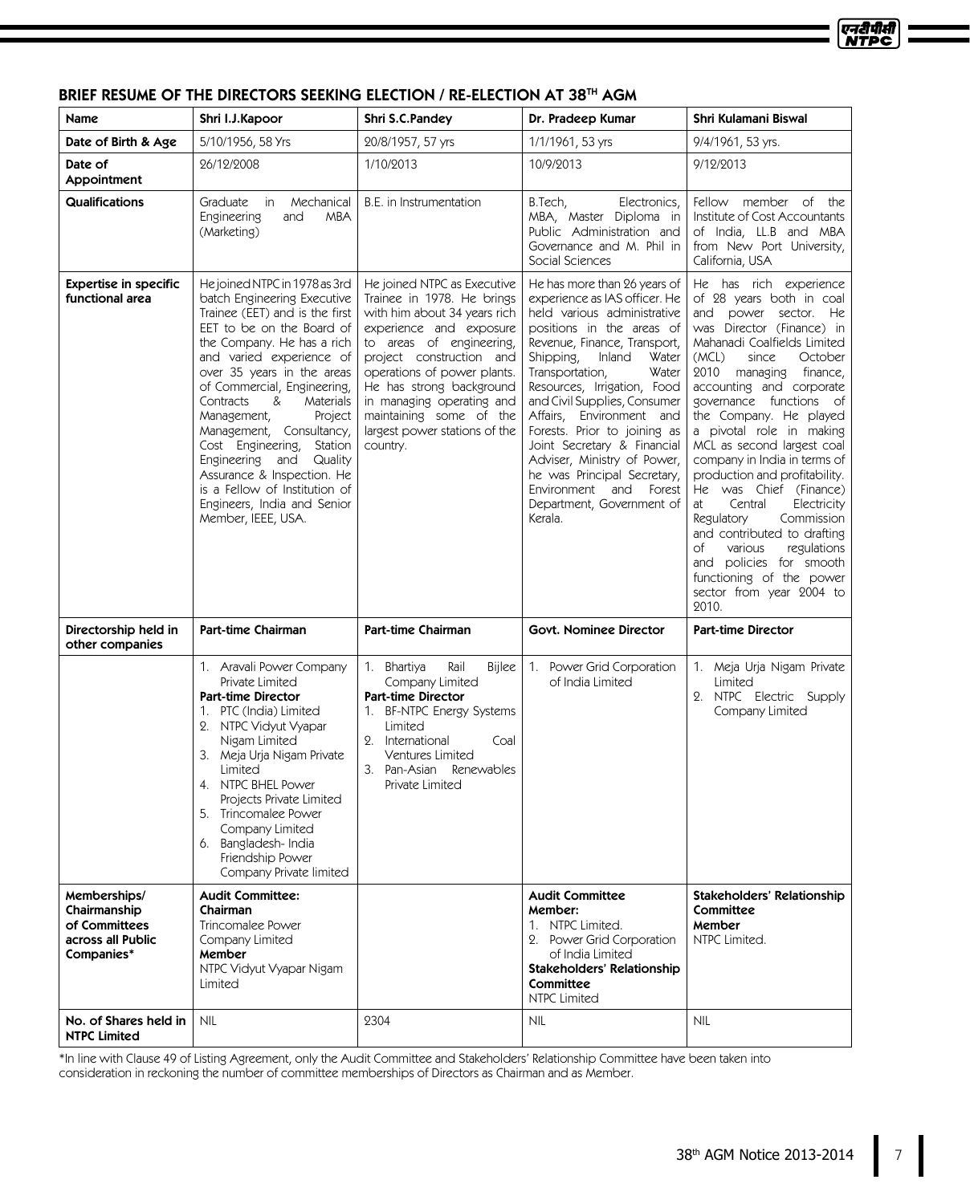## BRIEF RESUME OF THE DIRECTORS SEEKING ELECTION / RE-ELECTION AT 38TH AGM

| Name | Shri I.J.Kapoor | Shri S.C.Pandey | Dr. Pradeep Kumar | Shri Kulamani Biswal |
|---|---|---|---|---|
| Date of Birth & Age | 5/10/1956, 58 Yrs | 20/8/1957, 57 yrs | 1/1/1961, 53 yrs | 9/4/1961, 53 yrs. |
| Date of Appointment | 26/12/2008 | 1/10/2013 | 10/9/2013 | 9/12/2013 |
| Qualifications | Graduate in Mechanical Engineering and MBA (Marketing) | B.E. in Instrumentation | B.Tech, Electronics, MBA, Master Diploma in Public Administration and Governance and M. Phil in Social Sciences | Fellow member of the Institute of Cost Accountants of India, LL.B and MBA from New Port University, California, USA |
| Expertise in specific functional area | He joined NTPC in 1978 as 3rd batch Engineering Executive Trainee (EET) and is the first EET to be on the Board of the Company. He has a rich and varied experience of over 35 years in the areas of Commercial, Engineering, Contracts & Materials Management, Project Management, Consultancy, Cost Engineering, Station Engineering and Quality Assurance & Inspection. He is a Fellow of Institution of Engineers, India and Senior Member, IEEE, USA. | He joined NTPC as Executive Trainee in 1978. He brings with him about 34 years rich experience and exposure to areas of engineering, project construction and operations of power plants. He has strong background in managing operating and maintaining some of the largest power stations of the country. | He has more than 26 years of experience as IAS officer. He held various administrative positions in the areas of Revenue, Finance, Transport, Shipping, Inland Water Transportation, Water Resources, Irrigation, Food and Civil Supplies, Consumer Affairs, Environment and Forests. Prior to joining as Joint Secretary & Financial Adviser, Ministry of Power, he was Principal Secretary, Environment and Forest Department, Government of Kerala. | He has rich experience of 28 years both in coal and power sector. He was Director (Finance) in Mahanadi Coalfields Limited (MCL) since October 2010 managing finance, accounting and corporate governance functions of the Company. He played a pivotal role in making MCL as second largest coal company in India in terms of production and profitability. He was Chief (Finance) at Central Electricity Regulatory Commission and contributed to drafting of various regulations and policies for smooth functioning of the power sector from year 2004 to 2010. |
| Directorship held in other companies | **Part-time Chairman** | **Part-time Chairman** | **Govt. Nominee Director** | **Part-time Director** |
| | 1. Aravali Power Company Private Limited<br>**Part-time Director**<br>1. PTC (India) Limited<br>2. NTPC Vidyut Vyapar Nigam Limited<br>3. Meja Urja Nigam Private Limited<br>4. NTPC BHEL Power Projects Private Limited<br>5. Trincomalee Power Company Limited<br>6. Bangladesh- India Friendship Power Company Private limited | 1. Bhartiya Rail Bijlee Company Limited<br>**Part-time Director**<br>1. BF-NTPC Energy Systems Limited<br>2. International Coal Ventures Limited<br>3. Pan-Asian Renewables Private Limited | 1. Power Grid Corporation of India Limited | 1. Meja Urja Nigam Private Limited<br>2. NTPC Electric Supply Company Limited |
| Memberships/ Chairmanship of Committees across all Public Companies* | **Audit Committee:**<br>**Chairman**<br>Trincomalee Power Company Limited<br>**Member**<br>NTPC Vidyut Vyapar Nigam Limited | | **Audit Committee**<br>**Member:**<br>1. NTPC Limited.<br>2. Power Grid Corporation of India Limited<br>**Stakeholders' Relationship Committee**<br>NTPC Limited | **Stakeholders' Relationship Committee**<br>**Member**<br>NTPC Limited. |
| No. of Shares held in NTPC Limited | NIL | 2304 | NIL | NIL |

*In line with Clause 49 of Listing Agreement, only the Audit Committee and Stakeholders' Relationship Committee have been taken into consideration in reckoning the number of committee memberships of Directors as Chairman and as Member.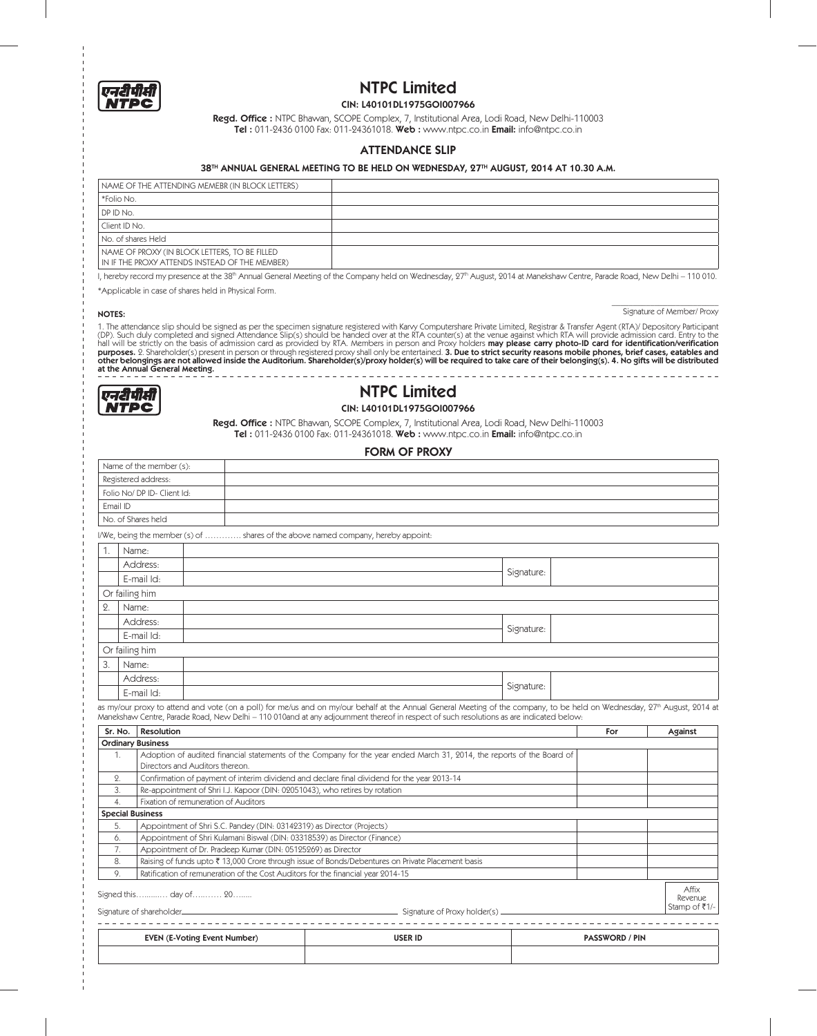# NTPC Limited

**CIN: L40101DL1975GOI007966**

**Regd. Office :** NTPC Bhawan, SCOPE Complex, 7, Institutional Area, Lodi Road, New Delhi-110003
**Tel :** 011-2436 0100 Fax: 011-24361018. **Web :** www.ntpc.co.in **Email:** info@ntpc.co.in

## ATTENDANCE SLIP

### 38TH ANNUAL GENERAL MEETING TO BE HELD ON WEDNESDAY, 27TH AUGUST, 2014 AT 10.30 A.M.

| | |
|---|---|
| NAME OF THE ATTENDING MEMEBR (IN BLOCK LETTERS) | |
| *Folio No. | |
| DP ID No. | |
| Client ID No. | |
| No. of shares Held | |
| NAME OF PROXY (IN BLOCK LETTERS, TO BE FILLED IN IF THE PROXY ATTENDS INSTEAD OF THE MEMBER) | |

I, hereby record my presence at the 38th Annual General Meeting of the Company held on Wednesday, 27th August, 2014 at Manekshaw Centre, Parade Road, New Delhi – 110 010.

*Applicable in case of shares held in Physical Form.

Signature of Member/ Proxy

**NOTES:**

1. The attendance slip should be signed as per the specimen signature registered with Karvy Computershare Private Limited, Registrar & Transfer Agent (RTA)/ Depository Participant (DP). Such duly completed and signed Attendance Slip(s) should be handed over at the RTA counter(s) at the venue against which RTA will provide admission card. Entry to the hall will be strictly on the basis of admission card as provided by RTA. Members in person and Proxy holders **may please carry photo-ID card for identification/verification purposes.** 2. Shareholder(s) present in person or through registered proxy shall only be entertained. **3. Due to strict security reasons mobile phones, brief cases, eatables and other belongings are not allowed inside the Auditorium. Shareholder(s)/proxy holder(s) will be required to take care of their belonging(s). 4. No gifts will be distributed at the Annual General Meeting.**

# NTPC Limited

**CIN: L40101DL1975GOI007966**

**Regd. Office :** NTPC Bhawan, SCOPE Complex, 7, Institutional Area, Lodi Road, New Delhi-110003
**Tel :** 011-2436 0100 Fax: 011-24361018. **Web :** www.ntpc.co.in **Email:** info@ntpc.co.in

## FORM OF PROXY

| | |
|---|---|
| Name of the member (s): | |
| Registered address: | |
| Folio No/ DP ID- Client Id: | |
| Email ID | |
| No. of Shares held | |

I/We, being the member (s) of …………. shares of the above named company, hereby appoint:

| | | | | |
|---|---|---|---|---|
| 1. | Name: | | | |
| | Address: | | Signature: | |
| | E-mail Id: | | | |
| Or failing him | | | | |
| 2. | Name: | | | |
| | Address: | | Signature: | |
| | E-mail Id: | | | |
| Or failing him | | | | |
| 3. | Name: | | | |
| | Address: | | Signature: | |
| | E-mail Id: | | | |

as my/our proxy to attend and vote (on a poll) for me/us and on my/our behalf at the Annual General Meeting of the company, to be held on Wednesday, 27th August, 2014 at Manekshaw Centre, Parade Road, New Delhi – 110 010and at any adjournment thereof in respect of such resolutions as are indicated below:

| Sr. No. | Resolution | For | Against |
|---|---|---|---|
| **Ordinary Business** | | | |
| 1. | Adoption of audited financial statements of the Company for the year ended March 31, 2014, the reports of the Board of Directors and Auditors thereon. | | |
| 2. | Confirmation of payment of interim dividend and declare final dividend for the year 2013-14 | | |
| 3. | Re-appointment of Shri I.J. Kapoor (DIN: 02051043), who retires by rotation | | |
| 4. | Fixation of remuneration of Auditors | | |
| **Special Business** | | | |
| 5. | Appointment of Shri S.C. Pandey (DIN: 03142319) as Director (Projects) | | |
| 6. | Appointment of Shri Kulamani Biswal (DIN: 03318539) as Director (Finance) | | |
| 7. | Appointment of Dr. Pradeep Kumar (DIN: 05125269) as Director | | |
| 8. | Raising of funds upto ₹ 13,000 Crore through issue of Bonds/Debentures on Private Placement basis | | |
| 9. | Ratification of remuneration of the Cost Auditors for the financial year 2014-15 | | |

Signed this…......… day of….…… 20…....

Affix Revenue Stamp of ₹1/-

Signature of shareholder\_\_\_\_\_\_\_\_\_\_ Signature of Proxy holder(s) \_\_\_\_\_\_\_\_\_\_

| EVEN (E-Voting Event Number) | USER ID | PASSWORD / PIN |
|---|---|---|
| | | |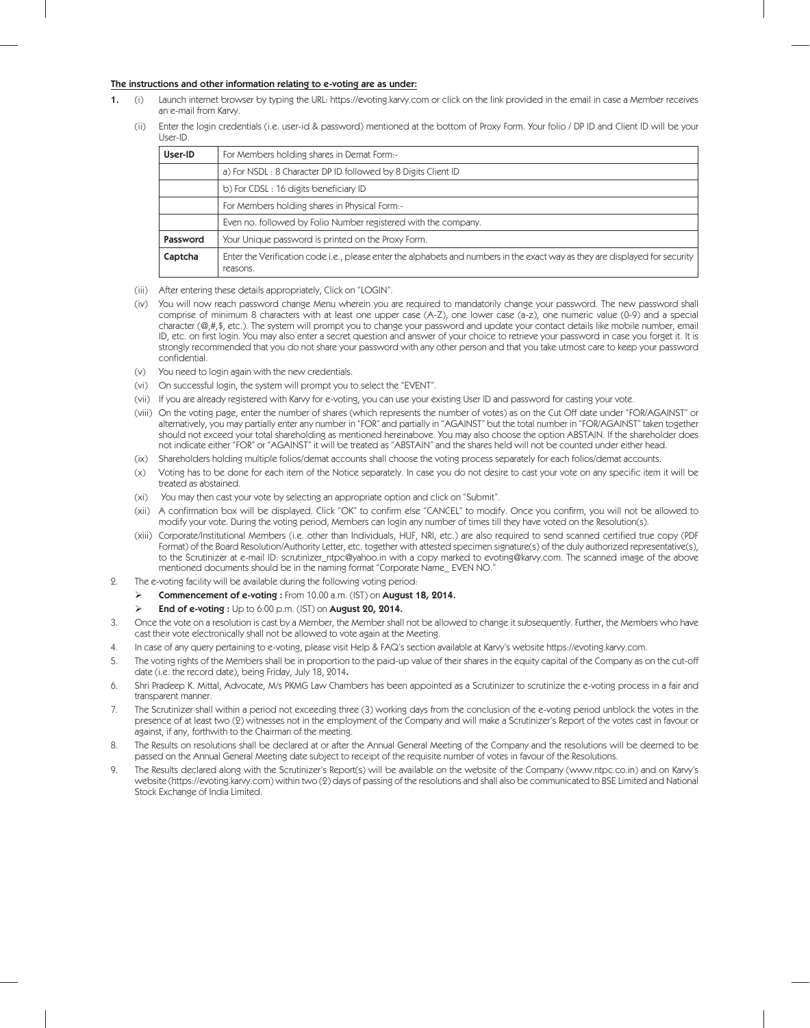**The instructions and other information relating to e-voting are as under:**

1. (i) Launch internet browser by typing the URL: https://evoting.karvy.com or click on the link provided in the email in case a Member receives an e-mail from Karvy.

   (ii) Enter the login credentials (i.e. user-id & password) mentioned at the bottom of Proxy Form. Your folio / DP ID and Client ID will be your User-ID.

| | |
|---|---|
| **User-ID** | For Members holding shares in Demat Form:- |
| | a) For NSDL : 8 Character DP ID followed by 8 Digits Client ID |
| | b) For CDSL : 16 digits beneficiary ID |
| | For Members holding shares in Physical Form:- |
| | Even no. followed by Folio Number registered with the company. |
| **Password** | Your Unique password is printed on the Proxy Form. |
| **Captcha** | Enter the Verification code i.e., please enter the alphabets and numbers in the exact way as they are displayed for security reasons. |

   (iii) After entering these details appropriately, Click on "LOGIN".

   (iv) You will now reach password change Menu wherein you are required to mandatorily change your password. The new password shall comprise of minimum 8 characters with at least one upper case (A-Z), one lower case (a-z), one numeric value (0-9) and a special character (@,#,$, etc.). The system will prompt you to change your password and update your contact details like mobile number, email ID, etc. on first login. You may also enter a secret question and answer of your choice to retrieve your password in case you forget it. It is strongly recommended that you do not share your password with any other person and that you take utmost care to keep your password confidential.

   (v) You need to login again with the new credentials.

   (vi) On successful login, the system will prompt you to select the "EVENT".

   (vii) If you are already registered with Karvy for e-voting, you can use your existing User ID and password for casting your vote.

   (viii) On the voting page, enter the number of shares (which represents the number of votes) as on the Cut Off date under "FOR/AGAINST" or alternatively, you may partially enter any number in "FOR" and partially in "AGAINST" but the total number in "FOR/AGAINST" taken together should not exceed your total shareholding as mentioned hereinabove. You may also choose the option ABSTAIN. If the shareholder does not indicate either "FOR" or "AGAINST" it will be treated as "ABSTAIN" and the shares held will not be counted under either head.

   (ix) Shareholders holding multiple folios/demat accounts shall choose the voting process separately for each folios/demat accounts.

   (x) Voting has to be done for each item of the Notice separately. In case you do not desire to cast your vote on any specific item it will be treated as abstained.

   (xi) You may then cast your vote by selecting an appropriate option and click on "Submit".

   (xii) A confirmation box will be displayed. Click "OK" to confirm else "CANCEL" to modify. Once you confirm, you will not be allowed to modify your vote. During the voting period, Members can login any number of times till they have voted on the Resolution(s).

   (xiii) Corporate/Institutional Members (i.e. other than Individuals, HUF, NRI, etc.) are also required to send scanned certified true copy (PDF Format) of the Board Resolution/Authority Letter, etc. together with attested specimen signature(s) of the duly authorized representative(s), to the Scrutinizer at e-mail ID: scrutinizer_ntpc@yahoo.in with a copy marked to evoting@karvy.com. The scanned image of the above mentioned documents should be in the naming format "Corporate Name_ EVEN NO."

2. The e-voting facility will be available during the following voting period:
   - **Commencement of e-voting :** From 10.00 a.m. (IST) on **August 18, 2014.**
   - **End of e-voting :** Up to 6:00 p.m. (IST) on **August 20, 2014.**

3. Once the vote on a resolution is cast by a Member, the Member shall not be allowed to change it subsequently. Further, the Members who have cast their vote electronically shall not be allowed to vote again at the Meeting.

4. In case of any query pertaining to e-voting, please visit Help & FAQ's section available at Karvy's website https://evoting.karvy.com.

5. The voting rights of the Members shall be in proportion to the paid-up value of their shares in the equity capital of the Company as on the cut-off date (i.e. the record date), being Friday, July 18, 2014**.**

6. Shri Pradeep K. Mittal, Advocate, M/s PKMG Law Chambers has been appointed as a Scrutinizer to scrutinize the e-voting process in a fair and transparent manner.

7. The Scrutinizer shall within a period not exceeding three (3) working days from the conclusion of the e-voting period unblock the votes in the presence of at least two (2) witnesses not in the employment of the Company and will make a Scrutinizer's Report of the votes cast in favour or against, if any, forthwith to the Chairman of the meeting.

8. The Results on resolutions shall be declared at or after the Annual General Meeting of the Company and the resolutions will be deemed to be passed on the Annual General Meeting date subject to receipt of the requisite number of votes in favour of the Resolutions.

9. The Results declared along with the Scrutinizer's Report(s) will be available on the website of the Company (www.ntpc.co.in) and on Karvy's website (https://evoting.karvy.com) within two (2) days of passing of the resolutions and shall also be communicated to BSE Limited and National Stock Exchange of India Limited.